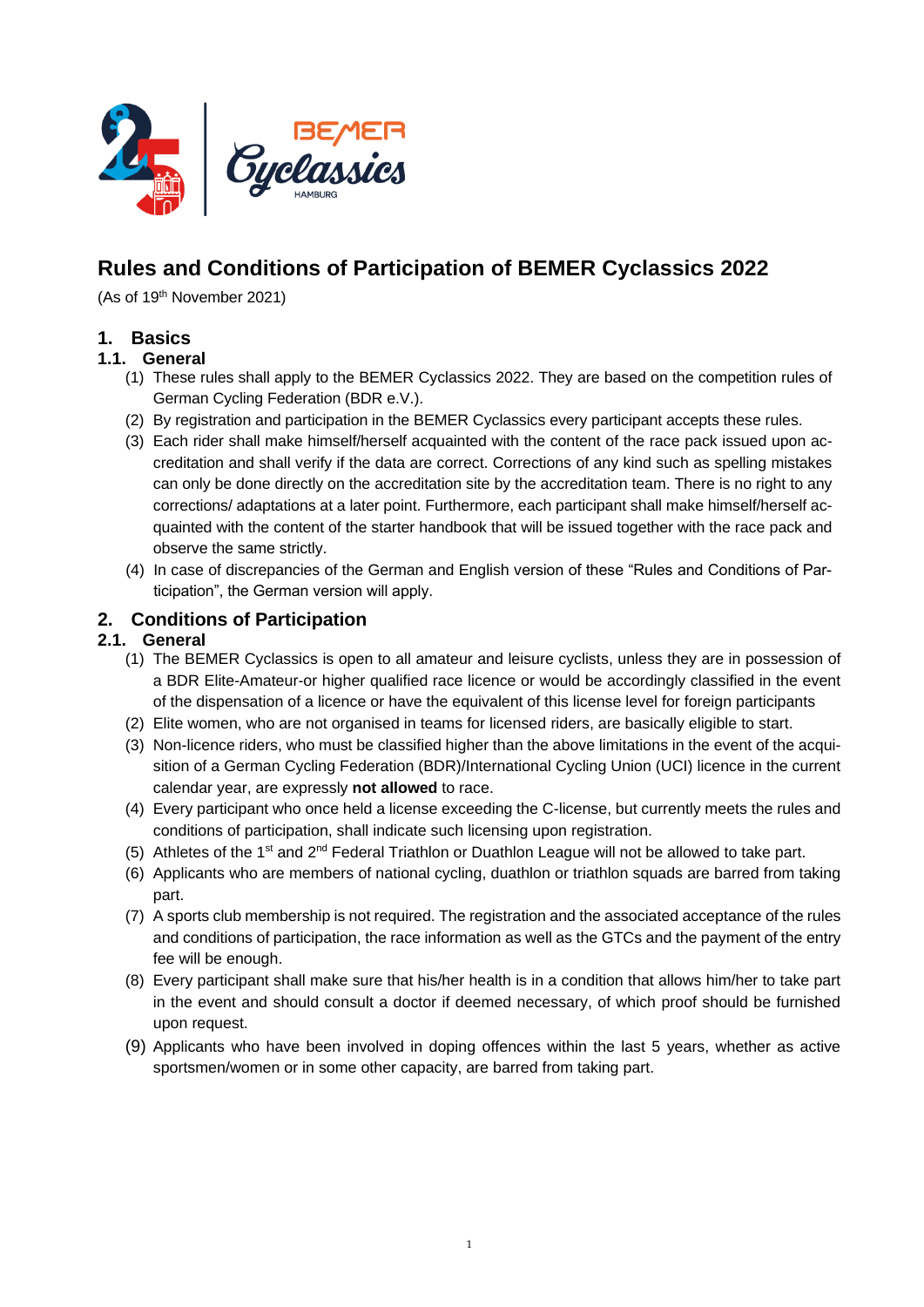# Rules and Conditions of Participation of BEMER Cyclassics 2022

(As of 19th November 2021)

## 1. Basics

### 1.1. General

(1) These rules shall apply to the BEMER Cyclassics 2022. They are based on the competition rules of German Cycling Federation (BDR e.V.).

(2) By registration and participation in the BEMER Cyclassics every participant accepts these rules.

(3) Each rider shall make himself/herself acquainted with the content of the race pack issued upon accreditation and shall verify if the data are correct. Corrections of any kind such as spelling mistakes can only be done directly on the accreditation site by the accreditation team. There is no right to any corrections/ adaptations at a later point. Furthermore, each participant shall make himself/herself acquainted with the content of the starter handbook that will be issued together with the race pack and observe the same strictly.

(4) In case of discrepancies of the German and English version of these "Rules and Conditions of Participation", the German version will apply.

## 2. Conditions of Participation

### 2.1. General

(1) The BEMER Cyclassics is open to all amateur and leisure cyclists, unless they are in possession of a BDR Elite-Amateur-or higher qualified race licence or would be accordingly classified in the event of the dispensation of a licence or have the equivalent of this license level for foreign participants

(2) Elite women, who are not organised in teams for licensed riders, are basically eligible to start.

(3) Non-licence riders, who must be classified higher than the above limitations in the event of the acquisition of a German Cycling Federation (BDR)/International Cycling Union (UCI) licence in the current calendar year, are expressly **not allowed** to race.

(4) Every participant who once held a license exceeding the C-license, but currently meets the rules and conditions of participation, shall indicate such licensing upon registration.

(5) Athletes of the 1st and 2nd Federal Triathlon or Duathlon League will not be allowed to take part.

(6) Applicants who are members of national cycling, duathlon or triathlon squads are barred from taking part.

(7) A sports club membership is not required. The registration and the associated acceptance of the rules and conditions of participation, the race information as well as the GTCs and the payment of the entry fee will be enough.

(8) Every participant shall make sure that his/her health is in a condition that allows him/her to take part in the event and should consult a doctor if deemed necessary, of which proof should be furnished upon request.

(9) Applicants who have been involved in doping offences within the last 5 years, whether as active sportsmen/women or in some other capacity, are barred from taking part.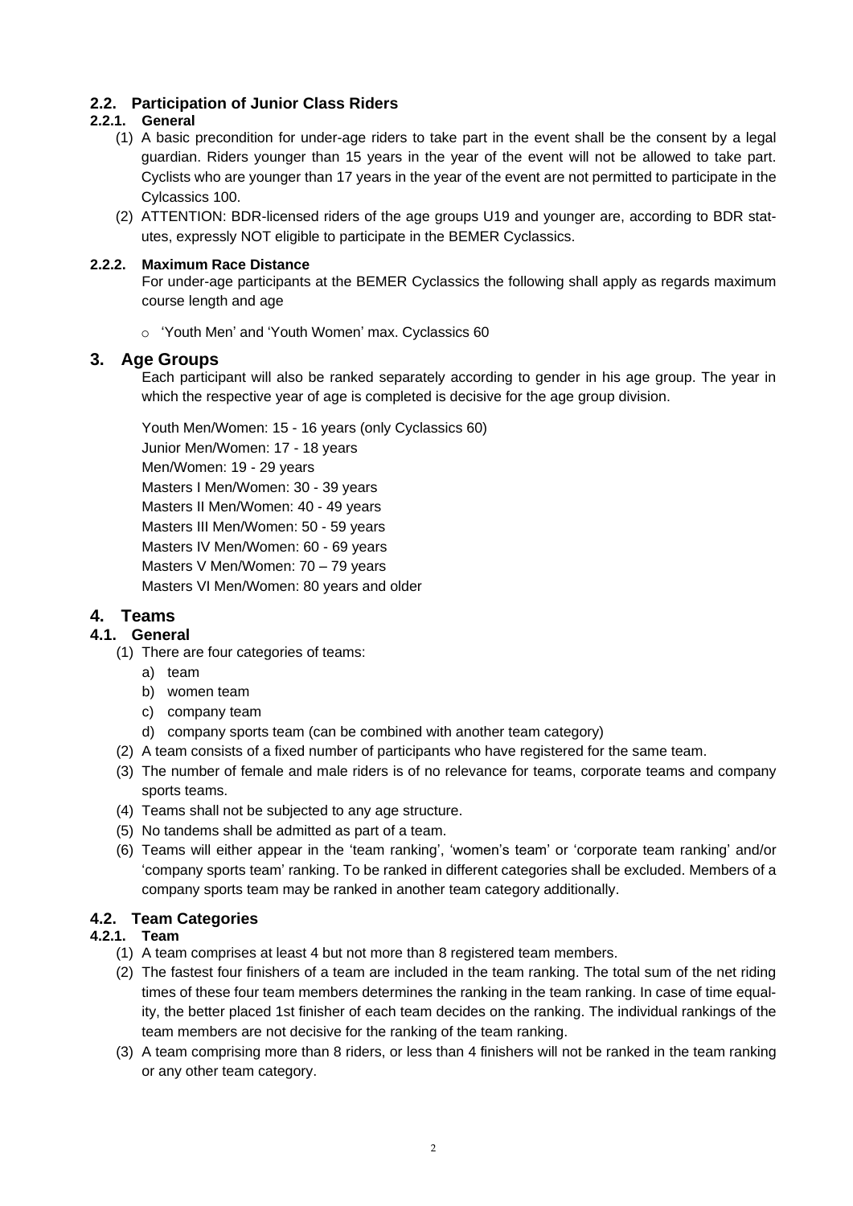### 2.2. Participation of Junior Class Riders

#### 2.2.1. General

(1) A basic precondition for under-age riders to take part in the event shall be the consent by a legal guardian. Riders younger than 15 years in the year of the event will not be allowed to take part. Cyclists who are younger than 17 years in the year of the event are not permitted to participate in the Cylcassics 100.

(2) ATTENTION: BDR-licensed riders of the age groups U19 and younger are, according to BDR statutes, expressly NOT eligible to participate in the BEMER Cyclassics.

#### 2.2.2. Maximum Race Distance

For under-age participants at the BEMER Cyclassics the following shall apply as regards maximum course length and age

- 'Youth Men' and 'Youth Women' max. Cyclassics 60

## 3. Age Groups

Each participant will also be ranked separately according to gender in his age group. The year in which the respective year of age is completed is decisive for the age group division.

Youth Men/Women: 15 - 16 years (only Cyclassics 60)
Junior Men/Women: 17 - 18 years
Men/Women: 19 - 29 years
Masters I Men/Women: 30 - 39 years
Masters II Men/Women: 40 - 49 years
Masters III Men/Women: 50 - 59 years
Masters IV Men/Women: 60 - 69 years
Masters V Men/Women: 70 – 79 years
Masters VI Men/Women: 80 years and older

## 4. Teams

### 4.1. General

(1) There are four categories of teams:
   a) team
   b) women team
   c) company team
   d) company sports team (can be combined with another team category)

(2) A team consists of a fixed number of participants who have registered for the same team.

(3) The number of female and male riders is of no relevance for teams, corporate teams and company sports teams.

(4) Teams shall not be subjected to any age structure.

(5) No tandems shall be admitted as part of a team.

(6) Teams will either appear in the 'team ranking', 'women's team' or 'corporate team ranking' and/or 'company sports team' ranking. To be ranked in different categories shall be excluded. Members of a company sports team may be ranked in another team category additionally.

### 4.2. Team Categories

#### 4.2.1. Team

(1) A team comprises at least 4 but not more than 8 registered team members.

(2) The fastest four finishers of a team are included in the team ranking. The total sum of the net riding times of these four team members determines the ranking in the team ranking. In case of time equality, the better placed 1st finisher of each team decides on the ranking. The individual rankings of the team members are not decisive for the ranking of the team ranking.

(3) A team comprising more than 8 riders, or less than 4 finishers will not be ranked in the team ranking or any other team category.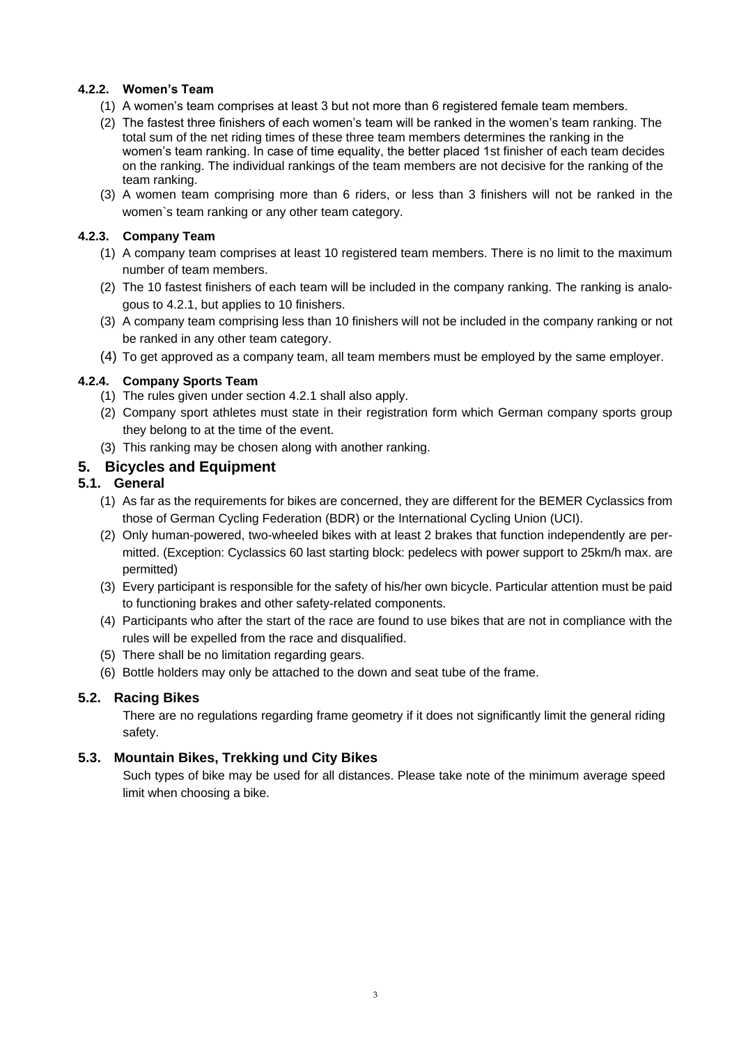#### 4.2.2. Women's Team

(1) A women's team comprises at least 3 but not more than 6 registered female team members.

(2) The fastest three finishers of each women's team will be ranked in the women's team ranking. The total sum of the net riding times of these three team members determines the ranking in the women's team ranking. In case of time equality, the better placed 1st finisher of each team decides on the ranking. The individual rankings of the team members are not decisive for the ranking of the team ranking.

(3) A women team comprising more than 6 riders, or less than 3 finishers will not be ranked in the women`s team ranking or any other team category.

#### 4.2.3. Company Team

(1) A company team comprises at least 10 registered team members. There is no limit to the maximum number of team members.

(2) The 10 fastest finishers of each team will be included in the company ranking. The ranking is analogous to 4.2.1, but applies to 10 finishers.

(3) A company team comprising less than 10 finishers will not be included in the company ranking or not be ranked in any other team category.

(4) To get approved as a company team, all team members must be employed by the same employer.

#### 4.2.4. Company Sports Team

(1) The rules given under section 4.2.1 shall also apply.

(2) Company sport athletes must state in their registration form which German company sports group they belong to at the time of the event.

(3) This ranking may be chosen along with another ranking.

## 5. Bicycles and Equipment

### 5.1. General

(1) As far as the requirements for bikes are concerned, they are different for the BEMER Cyclassics from those of German Cycling Federation (BDR) or the International Cycling Union (UCI).

(2) Only human-powered, two-wheeled bikes with at least 2 brakes that function independently are permitted. (Exception: Cyclassics 60 last starting block: pedelecs with power support to 25km/h max. are permitted)

(3) Every participant is responsible for the safety of his/her own bicycle. Particular attention must be paid to functioning brakes and other safety-related components.

(4) Participants who after the start of the race are found to use bikes that are not in compliance with the rules will be expelled from the race and disqualified.

(5) There shall be no limitation regarding gears.

(6) Bottle holders may only be attached to the down and seat tube of the frame.

### 5.2. Racing Bikes

There are no regulations regarding frame geometry if it does not significantly limit the general riding safety.

### 5.3. Mountain Bikes, Trekking und City Bikes

Such types of bike may be used for all distances. Please take note of the minimum average speed limit when choosing a bike.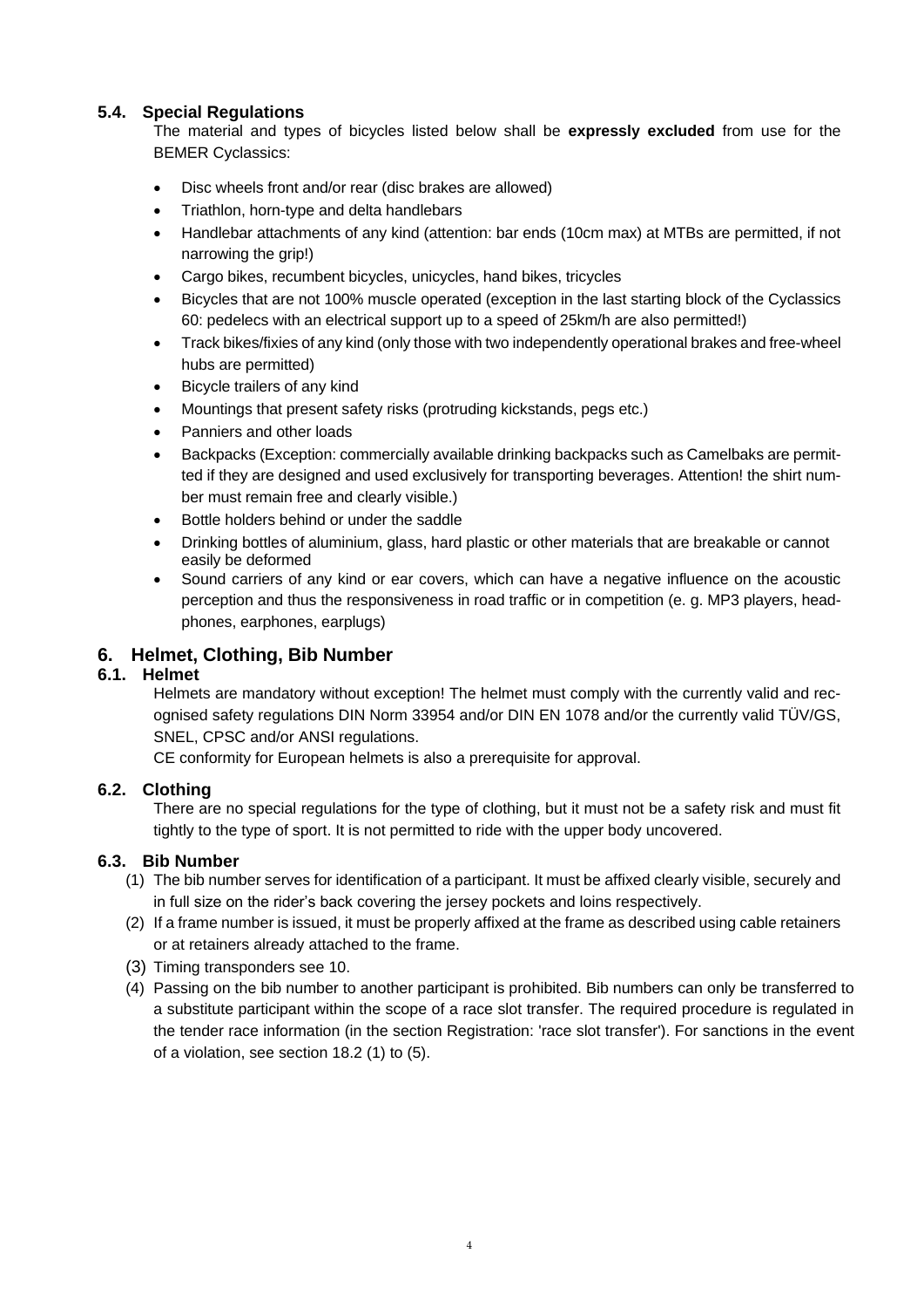### 5.4. Special Regulations

The material and types of bicycles listed below shall be **expressly excluded** from use for the BEMER Cyclassics:

- Disc wheels front and/or rear (disc brakes are allowed)
- Triathlon, horn-type and delta handlebars
- Handlebar attachments of any kind (attention: bar ends (10cm max) at MTBs are permitted, if not narrowing the grip!)
- Cargo bikes, recumbent bicycles, unicycles, hand bikes, tricycles
- Bicycles that are not 100% muscle operated (exception in the last starting block of the Cyclassics 60: pedelecs with an electrical support up to a speed of 25km/h are also permitted!)
- Track bikes/fixies of any kind (only those with two independently operational brakes and free-wheel hubs are permitted)
- Bicycle trailers of any kind
- Mountings that present safety risks (protruding kickstands, pegs etc.)
- Panniers and other loads
- Backpacks (Exception: commercially available drinking backpacks such as Camelbaks are permitted if they are designed and used exclusively for transporting beverages. Attention! the shirt number must remain free and clearly visible.)
- Bottle holders behind or under the saddle
- Drinking bottles of aluminium, glass, hard plastic or other materials that are breakable or cannot easily be deformed
- Sound carriers of any kind or ear covers, which can have a negative influence on the acoustic perception and thus the responsiveness in road traffic or in competition (e. g. MP3 players, headphones, earphones, earplugs)

## 6. Helmet, Clothing, Bib Number

### 6.1. Helmet

Helmets are mandatory without exception! The helmet must comply with the currently valid and recognised safety regulations DIN Norm 33954 and/or DIN EN 1078 and/or the currently valid TÜV/GS, SNEL, CPSC and/or ANSI regulations.

CE conformity for European helmets is also a prerequisite for approval.

### 6.2. Clothing

There are no special regulations for the type of clothing, but it must not be a safety risk and must fit tightly to the type of sport. It is not permitted to ride with the upper body uncovered.

### 6.3. Bib Number

(1) The bib number serves for identification of a participant. It must be affixed clearly visible, securely and in full size on the rider's back covering the jersey pockets and loins respectively.

(2) If a frame number is issued, it must be properly affixed at the frame as described using cable retainers or at retainers already attached to the frame.

(3) Timing transponders see 10.

(4) Passing on the bib number to another participant is prohibited. Bib numbers can only be transferred to a substitute participant within the scope of a race slot transfer. The required procedure is regulated in the tender race information (in the section Registration: 'race slot transfer'). For sanctions in the event of a violation, see section 18.2 (1) to (5).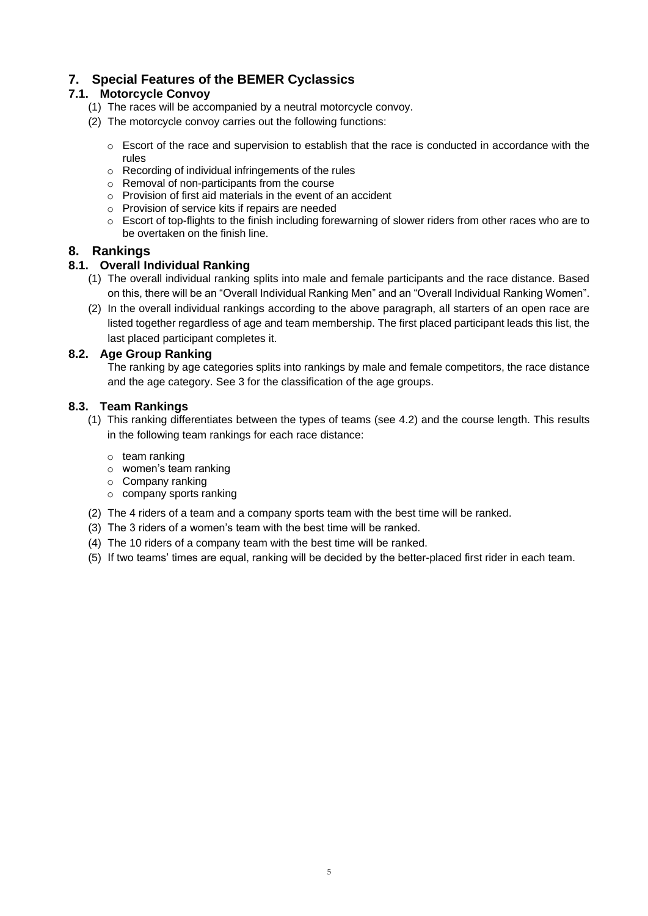## 7. Special Features of the BEMER Cyclassics

### 7.1. Motorcycle Convoy

(1) The races will be accompanied by a neutral motorcycle convoy.

(2) The motorcycle convoy carries out the following functions:

- Escort of the race and supervision to establish that the race is conducted in accordance with the rules
- Recording of individual infringements of the rules
- Removal of non-participants from the course
- Provision of first aid materials in the event of an accident
- Provision of service kits if repairs are needed
- Escort of top-flights to the finish including forewarning of slower riders from other races who are to be overtaken on the finish line.

## 8. Rankings

### 8.1. Overall Individual Ranking

(1) The overall individual ranking splits into male and female participants and the race distance. Based on this, there will be an "Overall Individual Ranking Men" and an "Overall Individual Ranking Women".

(2) In the overall individual rankings according to the above paragraph, all starters of an open race are listed together regardless of age and team membership. The first placed participant leads this list, the last placed participant completes it.

### 8.2. Age Group Ranking

The ranking by age categories splits into rankings by male and female competitors, the race distance and the age category. See 3 for the classification of the age groups.

### 8.3. Team Rankings

(1) This ranking differentiates between the types of teams (see 4.2) and the course length. This results in the following team rankings for each race distance:

- team ranking
- women's team ranking
- Company ranking
- company sports ranking

(2) The 4 riders of a team and a company sports team with the best time will be ranked.

(3) The 3 riders of a women's team with the best time will be ranked.

(4) The 10 riders of a company team with the best time will be ranked.

(5) If two teams' times are equal, ranking will be decided by the better-placed first rider in each team.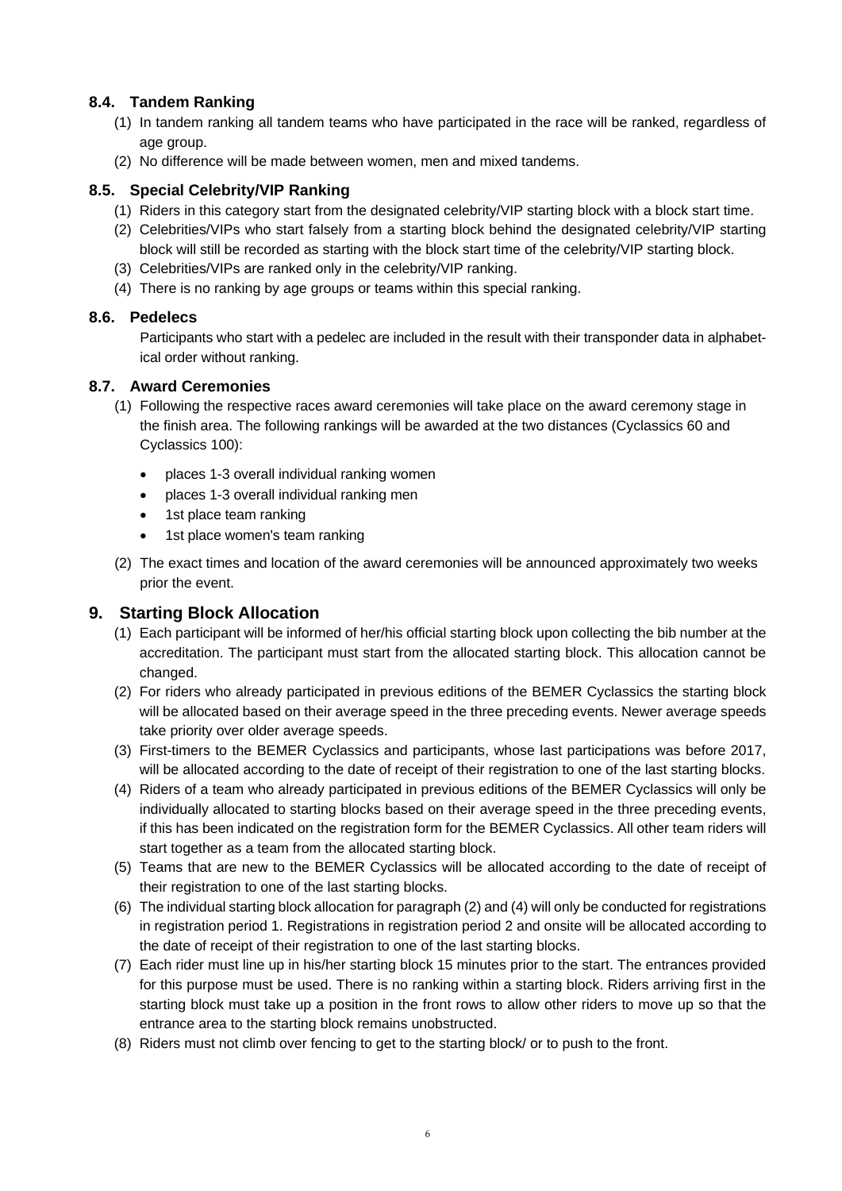### 8.4. Tandem Ranking

(1) In tandem ranking all tandem teams who have participated in the race will be ranked, regardless of age group.

(2) No difference will be made between women, men and mixed tandems.

### 8.5. Special Celebrity/VIP Ranking

(1) Riders in this category start from the designated celebrity/VIP starting block with a block start time.

(2) Celebrities/VIPs who start falsely from a starting block behind the designated celebrity/VIP starting block will still be recorded as starting with the block start time of the celebrity/VIP starting block.

(3) Celebrities/VIPs are ranked only in the celebrity/VIP ranking.

(4) There is no ranking by age groups or teams within this special ranking.

### 8.6. Pedelecs

Participants who start with a pedelec are included in the result with their transponder data in alphabetical order without ranking.

### 8.7. Award Ceremonies

(1) Following the respective races award ceremonies will take place on the award ceremony stage in the finish area. The following rankings will be awarded at the two distances (Cyclassics 60 and Cyclassics 100):

- places 1-3 overall individual ranking women
- places 1-3 overall individual ranking men
- 1st place team ranking
- 1st place women's team ranking

(2) The exact times and location of the award ceremonies will be announced approximately two weeks prior the event.

## 9. Starting Block Allocation

(1) Each participant will be informed of her/his official starting block upon collecting the bib number at the accreditation. The participant must start from the allocated starting block. This allocation cannot be changed.

(2) For riders who already participated in previous editions of the BEMER Cyclassics the starting block will be allocated based on their average speed in the three preceding events. Newer average speeds take priority over older average speeds.

(3) First-timers to the BEMER Cyclassics and participants, whose last participations was before 2017, will be allocated according to the date of receipt of their registration to one of the last starting blocks.

(4) Riders of a team who already participated in previous editions of the BEMER Cyclassics will only be individually allocated to starting blocks based on their average speed in the three preceding events, if this has been indicated on the registration form for the BEMER Cyclassics. All other team riders will start together as a team from the allocated starting block.

(5) Teams that are new to the BEMER Cyclassics will be allocated according to the date of receipt of their registration to one of the last starting blocks.

(6) The individual starting block allocation for paragraph (2) and (4) will only be conducted for registrations in registration period 1. Registrations in registration period 2 and onsite will be allocated according to the date of receipt of their registration to one of the last starting blocks.

(7) Each rider must line up in his/her starting block 15 minutes prior to the start. The entrances provided for this purpose must be used. There is no ranking within a starting block. Riders arriving first in the starting block must take up a position in the front rows to allow other riders to move up so that the entrance area to the starting block remains unobstructed.

(8) Riders must not climb over fencing to get to the starting block/ or to push to the front.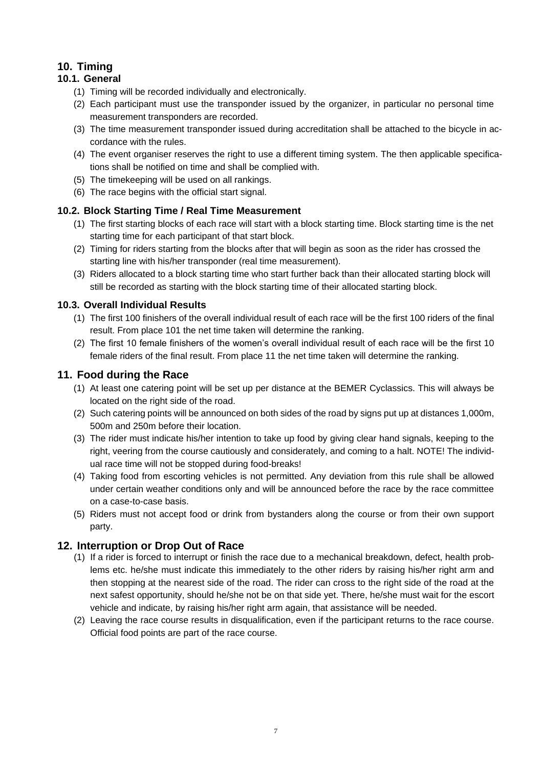## 10. Timing

### 10.1. General

(1) Timing will be recorded individually and electronically.

(2) Each participant must use the transponder issued by the organizer, in particular no personal time measurement transponders are recorded.

(3) The time measurement transponder issued during accreditation shall be attached to the bicycle in accordance with the rules.

(4) The event organiser reserves the right to use a different timing system. The then applicable specifications shall be notified on time and shall be complied with.

(5) The timekeeping will be used on all rankings.

(6) The race begins with the official start signal.

### 10.2. Block Starting Time / Real Time Measurement

(1) The first starting blocks of each race will start with a block starting time. Block starting time is the net starting time for each participant of that start block.

(2) Timing for riders starting from the blocks after that will begin as soon as the rider has crossed the starting line with his/her transponder (real time measurement).

(3) Riders allocated to a block starting time who start further back than their allocated starting block will still be recorded as starting with the block starting time of their allocated starting block.

### 10.3. Overall Individual Results

(1) The first 100 finishers of the overall individual result of each race will be the first 100 riders of the final result. From place 101 the net time taken will determine the ranking.

(2) The first 10 female finishers of the women's overall individual result of each race will be the first 10 female riders of the final result. From place 11 the net time taken will determine the ranking.

## 11. Food during the Race

(1) At least one catering point will be set up per distance at the BEMER Cyclassics. This will always be located on the right side of the road.

(2) Such catering points will be announced on both sides of the road by signs put up at distances 1,000m, 500m and 250m before their location.

(3) The rider must indicate his/her intention to take up food by giving clear hand signals, keeping to the right, veering from the course cautiously and considerately, and coming to a halt. NOTE! The individual race time will not be stopped during food-breaks!

(4) Taking food from escorting vehicles is not permitted. Any deviation from this rule shall be allowed under certain weather conditions only and will be announced before the race by the race committee on a case-to-case basis.

(5) Riders must not accept food or drink from bystanders along the course or from their own support party.

## 12. Interruption or Drop Out of Race

(1) If a rider is forced to interrupt or finish the race due to a mechanical breakdown, defect, health problems etc. he/she must indicate this immediately to the other riders by raising his/her right arm and then stopping at the nearest side of the road. The rider can cross to the right side of the road at the next safest opportunity, should he/she not be on that side yet. There, he/she must wait for the escort vehicle and indicate, by raising his/her right arm again, that assistance will be needed.

(2) Leaving the race course results in disqualification, even if the participant returns to the race course. Official food points are part of the race course.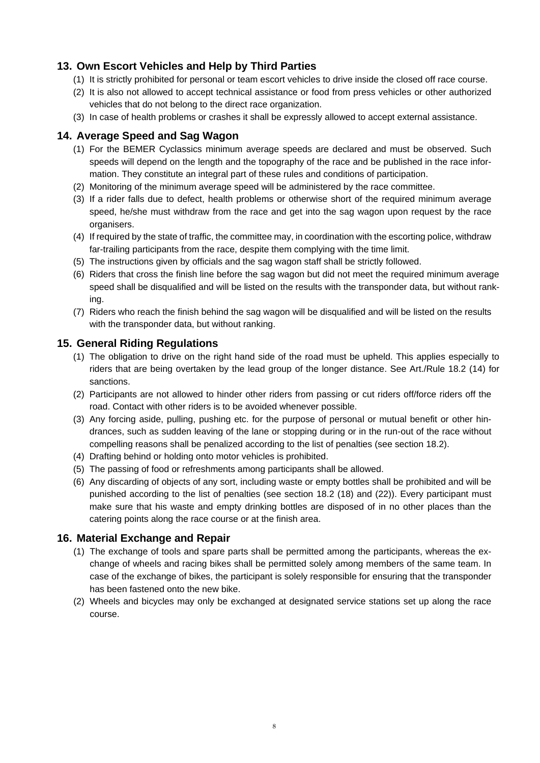## 13. Own Escort Vehicles and Help by Third Parties

(1) It is strictly prohibited for personal or team escort vehicles to drive inside the closed off race course.

(2) It is also not allowed to accept technical assistance or food from press vehicles or other authorized vehicles that do not belong to the direct race organization.

(3) In case of health problems or crashes it shall be expressly allowed to accept external assistance.

## 14. Average Speed and Sag Wagon

(1) For the BEMER Cyclassics minimum average speeds are declared and must be observed. Such speeds will depend on the length and the topography of the race and be published in the race information. They constitute an integral part of these rules and conditions of participation.

(2) Monitoring of the minimum average speed will be administered by the race committee.

(3) If a rider falls due to defect, health problems or otherwise short of the required minimum average speed, he/she must withdraw from the race and get into the sag wagon upon request by the race organisers.

(4) If required by the state of traffic, the committee may, in coordination with the escorting police, withdraw far-trailing participants from the race, despite them complying with the time limit.

(5) The instructions given by officials and the sag wagon staff shall be strictly followed.

(6) Riders that cross the finish line before the sag wagon but did not meet the required minimum average speed shall be disqualified and will be listed on the results with the transponder data, but without ranking.

(7) Riders who reach the finish behind the sag wagon will be disqualified and will be listed on the results with the transponder data, but without ranking.

## 15. General Riding Regulations

(1) The obligation to drive on the right hand side of the road must be upheld. This applies especially to riders that are being overtaken by the lead group of the longer distance. See Art./Rule 18.2 (14) for sanctions.

(2) Participants are not allowed to hinder other riders from passing or cut riders off/force riders off the road. Contact with other riders is to be avoided whenever possible.

(3) Any forcing aside, pulling, pushing etc. for the purpose of personal or mutual benefit or other hindrances, such as sudden leaving of the lane or stopping during or in the run-out of the race without compelling reasons shall be penalized according to the list of penalties (see section 18.2).

(4) Drafting behind or holding onto motor vehicles is prohibited.

(5) The passing of food or refreshments among participants shall be allowed.

(6) Any discarding of objects of any sort, including waste or empty bottles shall be prohibited and will be punished according to the list of penalties (see section 18.2 (18) and (22)). Every participant must make sure that his waste and empty drinking bottles are disposed of in no other places than the catering points along the race course or at the finish area.

## 16. Material Exchange and Repair

(1) The exchange of tools and spare parts shall be permitted among the participants, whereas the exchange of wheels and racing bikes shall be permitted solely among members of the same team. In case of the exchange of bikes, the participant is solely responsible for ensuring that the transponder has been fastened onto the new bike.

(2) Wheels and bicycles may only be exchanged at designated service stations set up along the race course.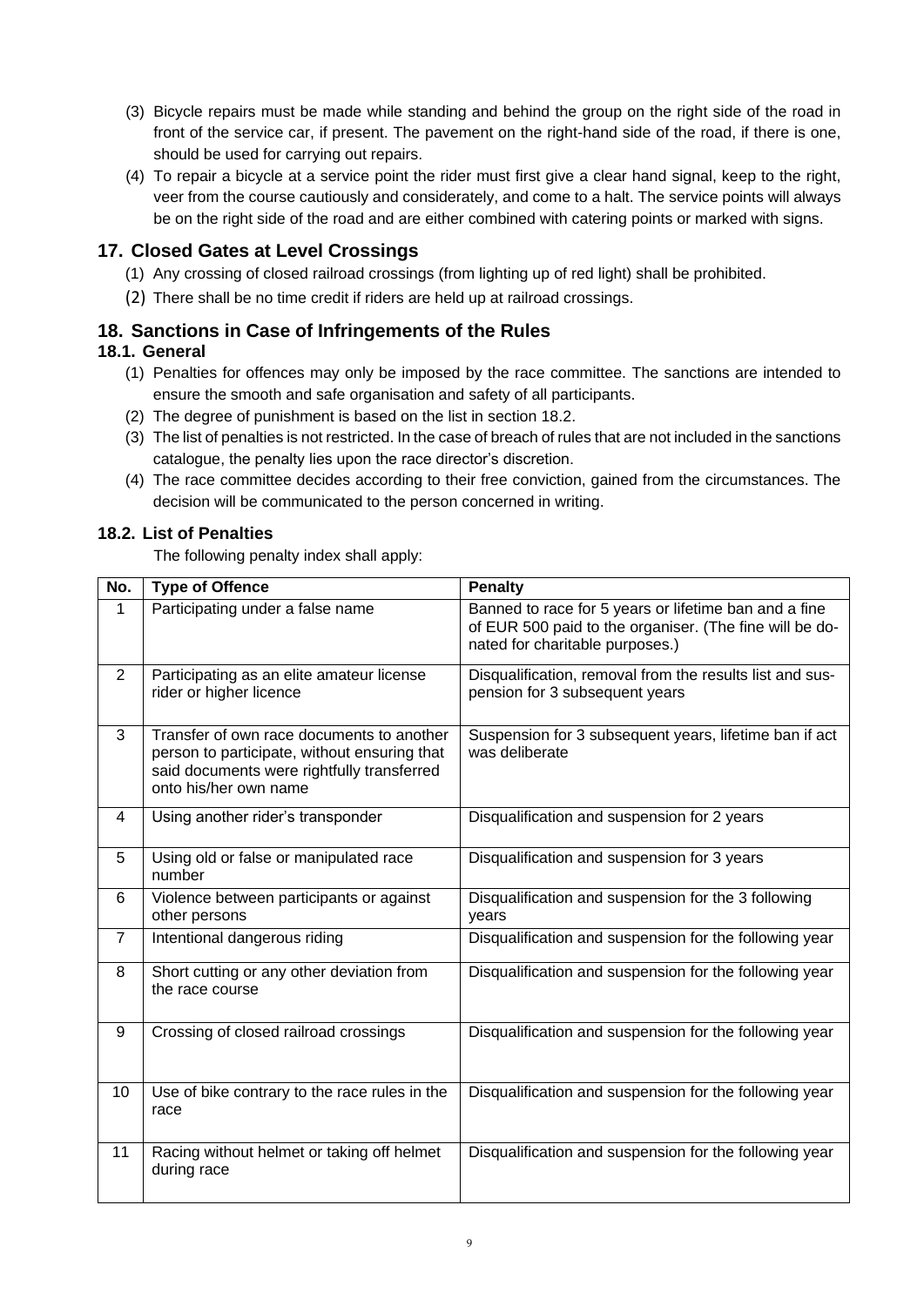(3) Bicycle repairs must be made while standing and behind the group on the right side of the road in front of the service car, if present. The pavement on the right-hand side of the road, if there is one, should be used for carrying out repairs.

(4) To repair a bicycle at a service point the rider must first give a clear hand signal, keep to the right, veer from the course cautiously and considerately, and come to a halt. The service points will always be on the right side of the road and are either combined with catering points or marked with signs.

## 17. Closed Gates at Level Crossings

(1) Any crossing of closed railroad crossings (from lighting up of red light) shall be prohibited.

(2) There shall be no time credit if riders are held up at railroad crossings.

## 18. Sanctions in Case of Infringements of the Rules

### 18.1. General

(1) Penalties for offences may only be imposed by the race committee. The sanctions are intended to ensure the smooth and safe organisation and safety of all participants.

(2) The degree of punishment is based on the list in section 18.2.

(3) The list of penalties is not restricted. In the case of breach of rules that are not included in the sanctions catalogue, the penalty lies upon the race director's discretion.

(4) The race committee decides according to their free conviction, gained from the circumstances. The decision will be communicated to the person concerned in writing.

### 18.2. List of Penalties

The following penalty index shall apply:

| No. | Type of Offence | Penalty |
|---|---|---|
| 1 | Participating under a false name | Banned to race for 5 years or lifetime ban and a fine of EUR 500 paid to the organiser. (The fine will be donated for charitable purposes.) |
| 2 | Participating as an elite amateur license rider or higher licence | Disqualification, removal from the results list and suspension for 3 subsequent years |
| 3 | Transfer of own race documents to another person to participate, without ensuring that said documents were rightfully transferred onto his/her own name | Suspension for 3 subsequent years, lifetime ban if act was deliberate |
| 4 | Using another rider's transponder | Disqualification and suspension for 2 years |
| 5 | Using old or false or manipulated race number | Disqualification and suspension for 3 years |
| 6 | Violence between participants or against other persons | Disqualification and suspension for the 3 following years |
| 7 | Intentional dangerous riding | Disqualification and suspension for the following year |
| 8 | Short cutting or any other deviation from the race course | Disqualification and suspension for the following year |
| 9 | Crossing of closed railroad crossings | Disqualification and suspension for the following year |
| 10 | Use of bike contrary to the race rules in the race | Disqualification and suspension for the following year |
| 11 | Racing without helmet or taking off helmet during race | Disqualification and suspension for the following year |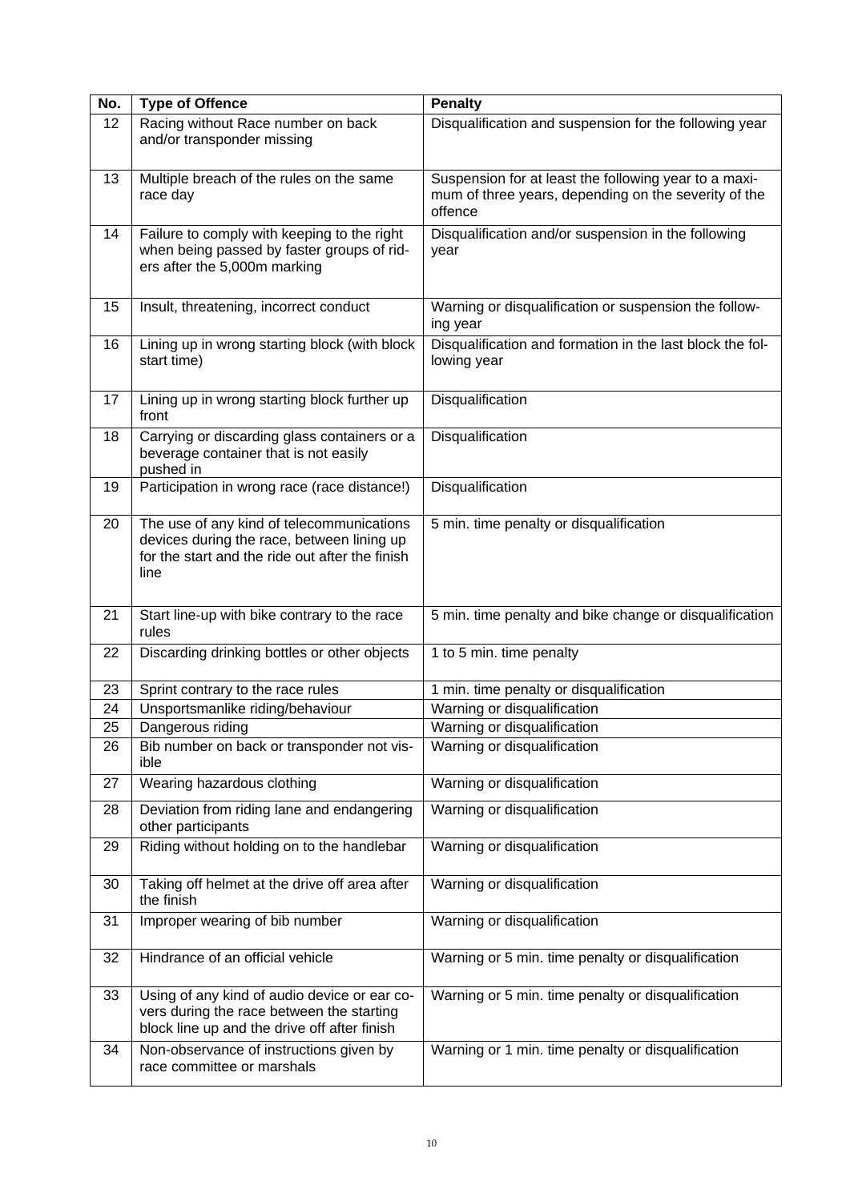| No. | Type of Offence | Penalty |
|---|---|---|
| 12 | Racing without Race number on back and/or transponder missing | Disqualification and suspension for the following year |
| 13 | Multiple breach of the rules on the same race day | Suspension for at least the following year to a maximum of three years, depending on the severity of the offence |
| 14 | Failure to comply with keeping to the right when being passed by faster groups of riders after the 5,000m marking | Disqualification and/or suspension in the following year |
| 15 | Insult, threatening, incorrect conduct | Warning or disqualification or suspension the following year |
| 16 | Lining up in wrong starting block (with block start time) | Disqualification and formation in the last block the following year |
| 17 | Lining up in wrong starting block further up front | Disqualification |
| 18 | Carrying or discarding glass containers or a beverage container that is not easily pushed in | Disqualification |
| 19 | Participation in wrong race (race distance!) | Disqualification |
| 20 | The use of any kind of telecommunications devices during the race, between lining up for the start and the ride out after the finish line | 5 min. time penalty or disqualification |
| 21 | Start line-up with bike contrary to the race rules | 5 min. time penalty and bike change or disqualification |
| 22 | Discarding drinking bottles or other objects | 1 to 5 min. time penalty |
| 23 | Sprint contrary to the race rules | 1 min. time penalty or disqualification |
| 24 | Unsportsmanlike riding/behaviour | Warning or disqualification |
| 25 | Dangerous riding | Warning or disqualification |
| 26 | Bib number on back or transponder not visible | Warning or disqualification |
| 27 | Wearing hazardous clothing | Warning or disqualification |
| 28 | Deviation from riding lane and endangering other participants | Warning or disqualification |
| 29 | Riding without holding on to the handlebar | Warning or disqualification |
| 30 | Taking off helmet at the drive off area after the finish | Warning or disqualification |
| 31 | Improper wearing of bib number | Warning or disqualification |
| 32 | Hindrance of an official vehicle | Warning or 5 min. time penalty or disqualification |
| 33 | Using of any kind of audio device or ear covers during the race between the starting block line up and the drive off after finish | Warning or 5 min. time penalty or disqualification |
| 34 | Non-observance of instructions given by race committee or marshals | Warning or 1 min. time penalty or disqualification |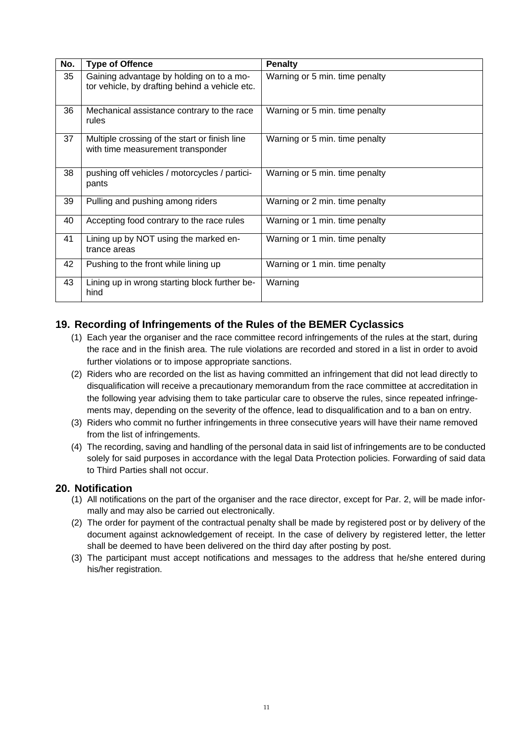| No. | Type of Offence | Penalty |
|---|---|---|
| 35 | Gaining advantage by holding on to a motor vehicle, by drafting behind a vehicle etc. | Warning or 5 min. time penalty |
| 36 | Mechanical assistance contrary to the race rules | Warning or 5 min. time penalty |
| 37 | Multiple crossing of the start or finish line with time measurement transponder | Warning or 5 min. time penalty |
| 38 | pushing off vehicles / motorcycles / participants | Warning or 5 min. time penalty |
| 39 | Pulling and pushing among riders | Warning or 2 min. time penalty |
| 40 | Accepting food contrary to the race rules | Warning or 1 min. time penalty |
| 41 | Lining up by NOT using the marked entrance areas | Warning or 1 min. time penalty |
| 42 | Pushing to the front while lining up | Warning or 1 min. time penalty |
| 43 | Lining up in wrong starting block further behind | Warning |

## 19. Recording of Infringements of the Rules of the BEMER Cyclassics

(1) Each year the organiser and the race committee record infringements of the rules at the start, during the race and in the finish area. The rule violations are recorded and stored in a list in order to avoid further violations or to impose appropriate sanctions.

(2) Riders who are recorded on the list as having committed an infringement that did not lead directly to disqualification will receive a precautionary memorandum from the race committee at accreditation in the following year advising them to take particular care to observe the rules, since repeated infringements may, depending on the severity of the offence, lead to disqualification and to a ban on entry.

(3) Riders who commit no further infringements in three consecutive years will have their name removed from the list of infringements.

(4) The recording, saving and handling of the personal data in said list of infringements are to be conducted solely for said purposes in accordance with the legal Data Protection policies. Forwarding of said data to Third Parties shall not occur.

## 20. Notification

(1) All notifications on the part of the organiser and the race director, except for Par. 2, will be made informally and may also be carried out electronically.

(2) The order for payment of the contractual penalty shall be made by registered post or by delivery of the document against acknowledgement of receipt. In the case of delivery by registered letter, the letter shall be deemed to have been delivered on the third day after posting by post.

(3) The participant must accept notifications and messages to the address that he/she entered during his/her registration.